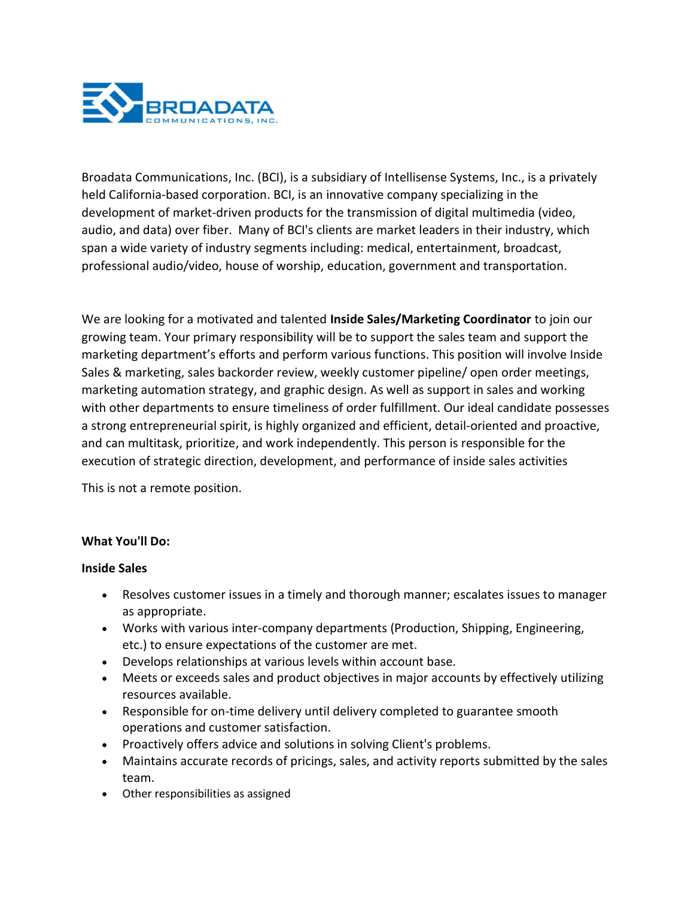Broadata Communications, Inc. (BCI), is a subsidiary of Intellisense Systems, Inc., is a privately held California-based corporation. BCI, is an innovative company specializing in the development of market-driven products for the transmission of digital multimedia (video, audio, and data) over fiber. Many of BCI's clients are market leaders in their industry, which span a wide variety of industry segments including: medical, entertainment, broadcast, professional audio/video, house of worship, education, government and transportation.

We are looking for a motivated and talented **Inside Sales/Marketing Coordinator** to join our growing team. Your primary responsibility will be to support the sales team and support the marketing department's efforts and perform various functions. This position will involve Inside Sales & marketing, sales backorder review, weekly customer pipeline/ open order meetings, marketing automation strategy, and graphic design. As well as support in sales and working with other departments to ensure timeliness of order fulfillment. Our ideal candidate possesses a strong entrepreneurial spirit, is highly organized and efficient, detail-oriented and proactive, and can multitask, prioritize, and work independently. This person is responsible for the execution of strategic direction, development, and performance of inside sales activities

This is not a remote position.

**What You'll Do:**

**Inside Sales**

- Resolves customer issues in a timely and thorough manner; escalates issues to manager as appropriate.
- Works with various inter-company departments (Production, Shipping, Engineering, etc.) to ensure expectations of the customer are met.
- Develops relationships at various levels within account base.
- Meets or exceeds sales and product objectives in major accounts by effectively utilizing resources available.
- Responsible for on-time delivery until delivery completed to guarantee smooth operations and customer satisfaction.
- Proactively offers advice and solutions in solving Client's problems.
- Maintains accurate records of pricings, sales, and activity reports submitted by the sales team.
- Other responsibilities as assigned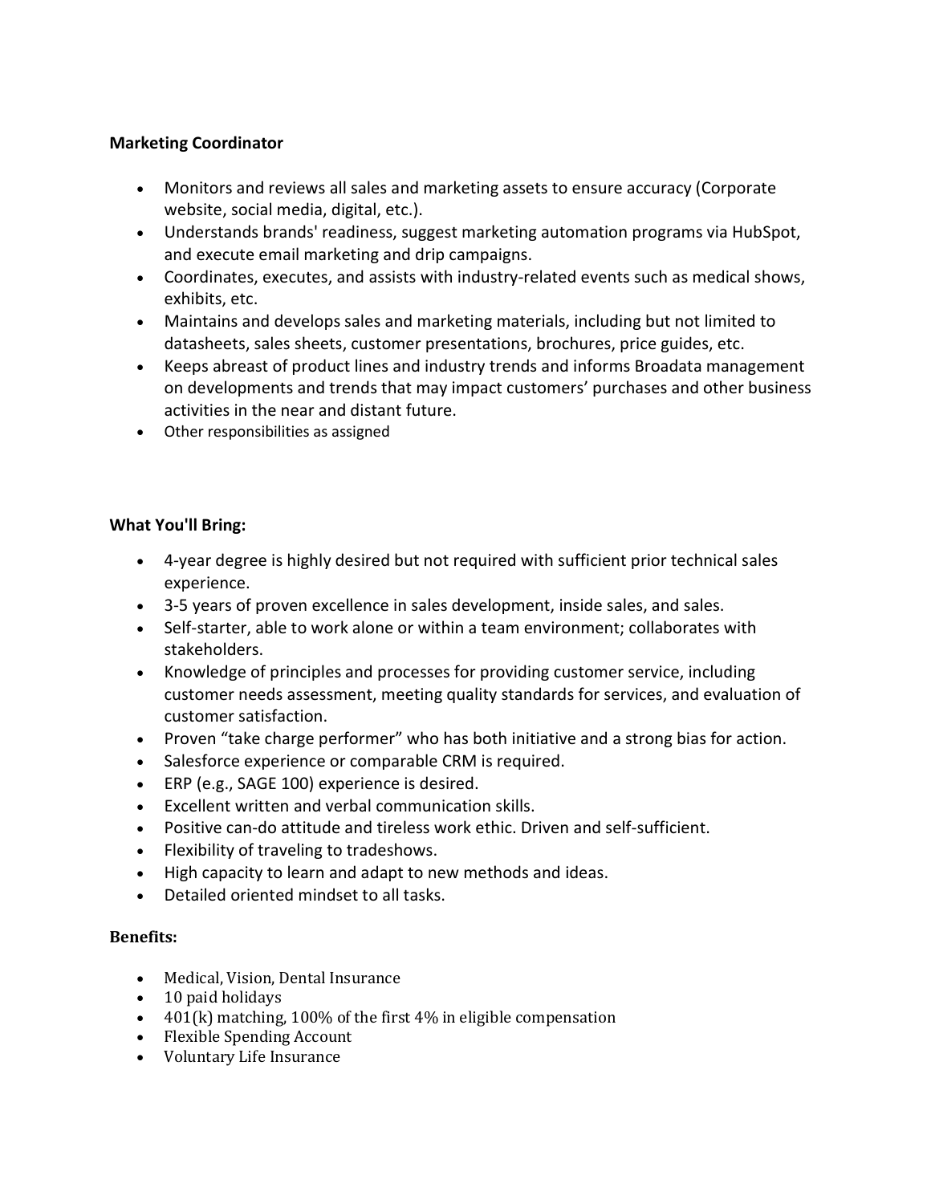**Marketing Coordinator**

- Monitors and reviews all sales and marketing assets to ensure accuracy (Corporate website, social media, digital, etc.).
- Understands brands' readiness, suggest marketing automation programs via HubSpot, and execute email marketing and drip campaigns.
- Coordinates, executes, and assists with industry-related events such as medical shows, exhibits, etc.
- Maintains and develops sales and marketing materials, including but not limited to datasheets, sales sheets, customer presentations, brochures, price guides, etc.
- Keeps abreast of product lines and industry trends and informs Broadata management on developments and trends that may impact customers' purchases and other business activities in the near and distant future.
- Other responsibilities as assigned

**What You'll Bring:**

- 4-year degree is highly desired but not required with sufficient prior technical sales experience.
- 3-5 years of proven excellence in sales development, inside sales, and sales.
- Self-starter, able to work alone or within a team environment; collaborates with stakeholders.
- Knowledge of principles and processes for providing customer service, including customer needs assessment, meeting quality standards for services, and evaluation of customer satisfaction.
- Proven "take charge performer" who has both initiative and a strong bias for action.
- Salesforce experience or comparable CRM is required.
- ERP (e.g., SAGE 100) experience is desired.
- Excellent written and verbal communication skills.
- Positive can-do attitude and tireless work ethic. Driven and self-sufficient.
- Flexibility of traveling to tradeshows.
- High capacity to learn and adapt to new methods and ideas.
- Detailed oriented mindset to all tasks.

**Benefits:**

- Medical, Vision, Dental Insurance
- 10 paid holidays
- 401(k) matching, 100% of the first 4% in eligible compensation
- Flexible Spending Account
- Voluntary Life Insurance